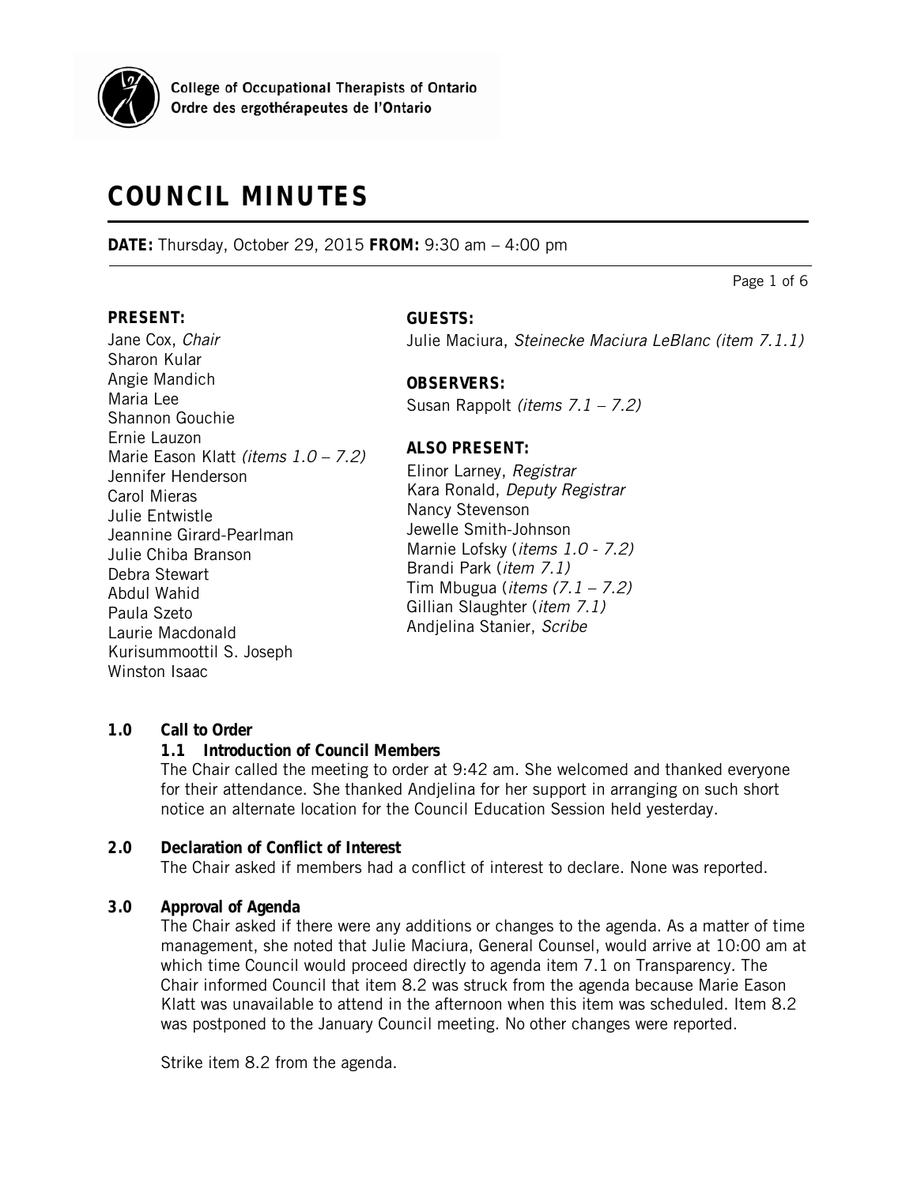College of Occupational Therapists of Ontario
Ordre des ergothérapeutes de l'Ontario

# COUNCIL MINUTES

**DATE:** Thursday, October 29, 2015 **FROM:** 9:30 am – 4:00 pm

**PRESENT:**
Jane Cox, *Chair*
Sharon Kular
Angie Mandich
Maria Lee
Shannon Gouchie
Ernie Lauzon
Marie Eason Klatt *(items 1.0 – 7.2)*
Jennifer Henderson
Carol Mieras
Julie Entwistle
Jeannine Girard-Pearlman
Julie Chiba Branson
Debra Stewart
Abdul Wahid
Paula Szeto
Laurie Macdonald
Kurisummoottil S. Joseph
Winston Isaac

**GUESTS:**
Julie Maciura, *Steinecke Maciura LeBlanc (item 7.1.1)*

**OBSERVERS:**
Susan Rappolt *(items 7.1 – 7.2)*

**ALSO PRESENT:**
Elinor Larney, *Registrar*
Kara Ronald, *Deputy Registrar*
Nancy Stevenson
Jewelle Smith-Johnson
Marnie Lofsky (*items 1.0 - 7.2)*
Brandi Park (*item 7.1)*
Tim Mbugua (*items (7.1 – 7.2)*
Gillian Slaughter (*item 7.1)*
Andjelina Stanier, *Scribe*

## 1.0 Call to Order

### 1.1 Introduction of Council Members

The Chair called the meeting to order at 9:42 am. She welcomed and thanked everyone for their attendance. She thanked Andjelina for her support in arranging on such short notice an alternate location for the Council Education Session held yesterday.

## 2.0 Declaration of Conflict of Interest

The Chair asked if members had a conflict of interest to declare. None was reported.

## 3.0 Approval of Agenda

The Chair asked if there were any additions or changes to the agenda. As a matter of time management, she noted that Julie Maciura, General Counsel, would arrive at 10:00 am at which time Council would proceed directly to agenda item 7.1 on Transparency. The Chair informed Council that item 8.2 was struck from the agenda because Marie Eason Klatt was unavailable to attend in the afternoon when this item was scheduled. Item 8.2 was postponed to the January Council meeting. No other changes were reported.

Strike item 8.2 from the agenda.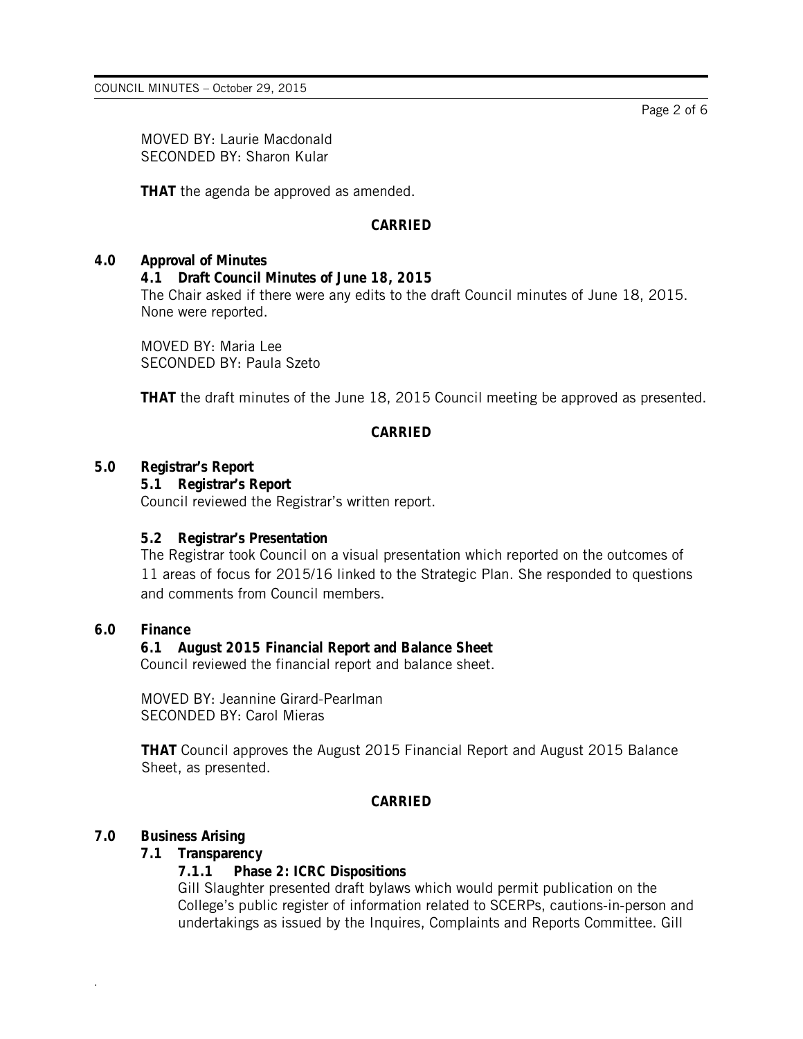MOVED BY: Laurie Macdonald
SECONDED BY: Sharon Kular

**THAT** the agenda be approved as amended.

***CARRIED***

## 4.0 Approval of Minutes

### 4.1 Draft Council Minutes of June 18, 2015

The Chair asked if there were any edits to the draft Council minutes of June 18, 2015. None were reported.

MOVED BY: Maria Lee
SECONDED BY: Paula Szeto

**THAT** the draft minutes of the June 18, 2015 Council meeting be approved as presented.

***CARRIED***

## 5.0 Registrar's Report

### 5.1 Registrar's Report

Council reviewed the Registrar's written report.

### 5.2 Registrar's Presentation

The Registrar took Council on a visual presentation which reported on the outcomes of 11 areas of focus for 2015/16 linked to the Strategic Plan. She responded to questions and comments from Council members.

## 6.0 Finance

### 6.1 August 2015 Financial Report and Balance Sheet

Council reviewed the financial report and balance sheet.

MOVED BY: Jeannine Girard-Pearlman
SECONDED BY: Carol Mieras

**THAT** Council approves the August 2015 Financial Report and August 2015 Balance Sheet, as presented.

***CARRIED***

## 7.0 Business Arising

### 7.1 Transparency

#### 7.1.1 Phase 2: ICRC Dispositions

Gill Slaughter presented draft bylaws which would permit publication on the College's public register of information related to SCERPs, cautions-in-person and undertakings as issued by the Inquires, Complaints and Reports Committee. Gill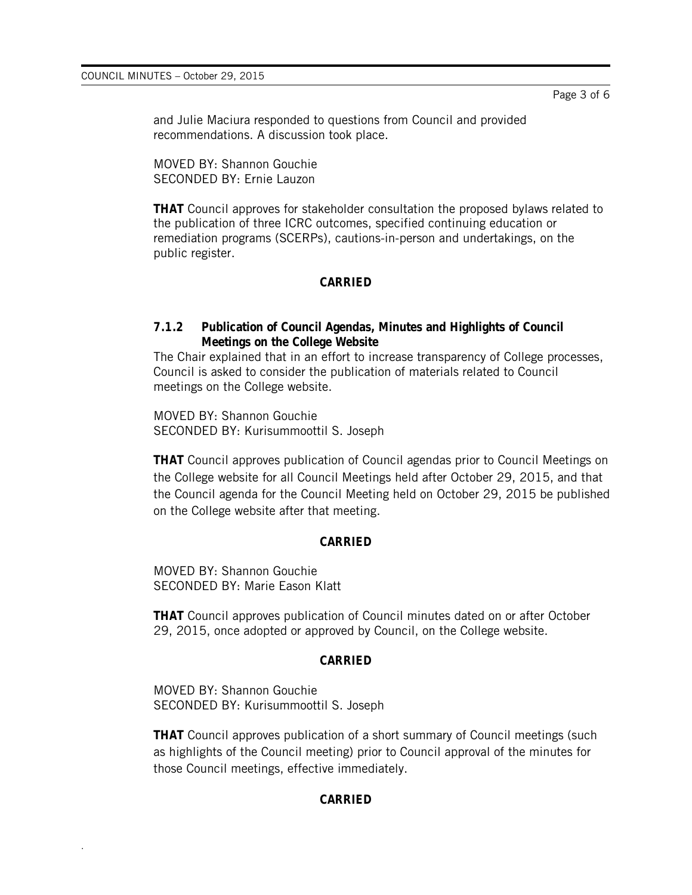and Julie Maciura responded to questions from Council and provided recommendations. A discussion took place.

MOVED BY: Shannon Gouchie
SECONDED BY: Ernie Lauzon

**THAT** Council approves for stakeholder consultation the proposed bylaws related to the publication of three ICRC outcomes, specified continuing education or remediation programs (SCERPs), cautions-in-person and undertakings, on the public register.

**CARRIED**

### 7.1.2 Publication of Council Agendas, Minutes and Highlights of Council Meetings on the College Website

The Chair explained that in an effort to increase transparency of College processes, Council is asked to consider the publication of materials related to Council meetings on the College website.

MOVED BY: Shannon Gouchie
SECONDED BY: Kurisummoottil S. Joseph

**THAT** Council approves publication of Council agendas prior to Council Meetings on the College website for all Council Meetings held after October 29, 2015, and that the Council agenda for the Council Meeting held on October 29, 2015 be published on the College website after that meeting.

**CARRIED**

MOVED BY: Shannon Gouchie
SECONDED BY: Marie Eason Klatt

**THAT** Council approves publication of Council minutes dated on or after October 29, 2015, once adopted or approved by Council, on the College website.

**CARRIED**

MOVED BY: Shannon Gouchie
SECONDED BY: Kurisummoottil S. Joseph

**THAT** Council approves publication of a short summary of Council meetings (such as highlights of the Council meeting) prior to Council approval of the minutes for those Council meetings, effective immediately.

**CARRIED**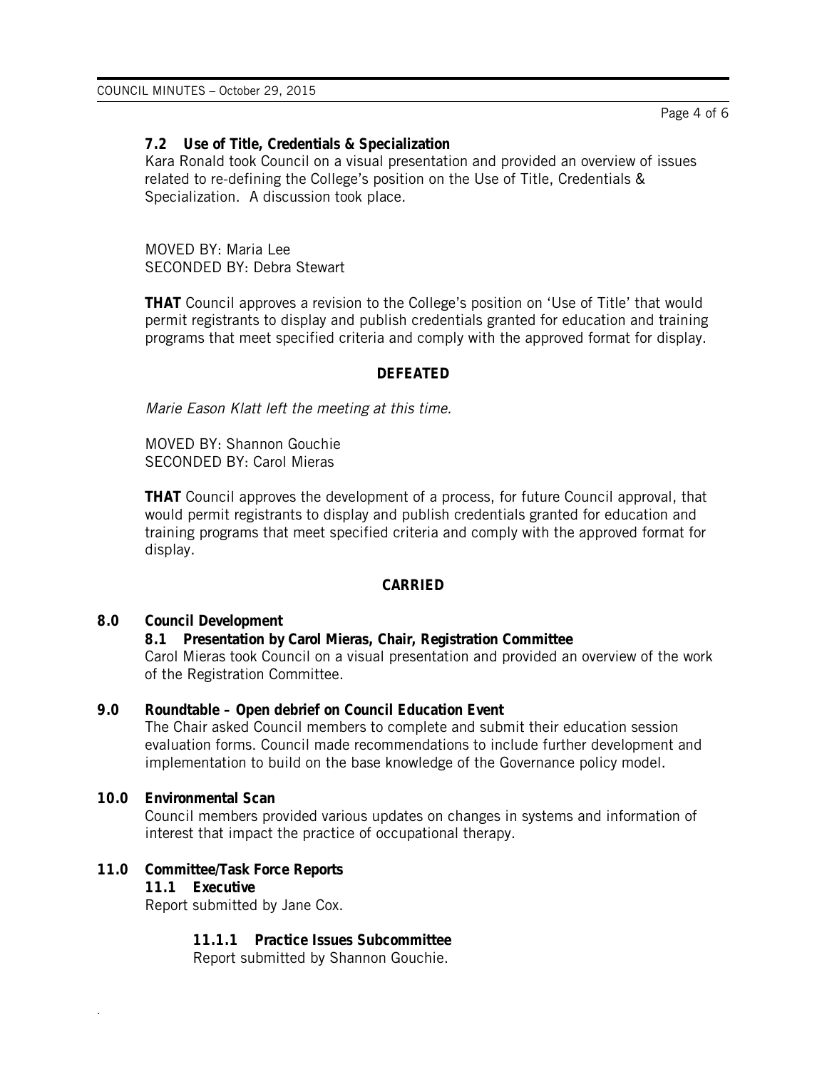### 7.2 Use of Title, Credentials & Specialization

Kara Ronald took Council on a visual presentation and provided an overview of issues related to re-defining the College's position on the Use of Title, Credentials & Specialization. A discussion took place.

MOVED BY: Maria Lee
SECONDED BY: Debra Stewart

**THAT** Council approves a revision to the College's position on 'Use of Title' that would permit registrants to display and publish credentials granted for education and training programs that meet specified criteria and comply with the approved format for display.

**DEFEATED**

*Marie Eason Klatt left the meeting at this time.*

MOVED BY: Shannon Gouchie
SECONDED BY: Carol Mieras

**THAT** Council approves the development of a process, for future Council approval, that would permit registrants to display and publish credentials granted for education and training programs that meet specified criteria and comply with the approved format for display.

**CARRIED**

## 8.0 Council Development

### 8.1 Presentation by Carol Mieras, Chair, Registration Committee

Carol Mieras took Council on a visual presentation and provided an overview of the work of the Registration Committee.

## 9.0 Roundtable – Open debrief on Council Education Event

The Chair asked Council members to complete and submit their education session evaluation forms. Council made recommendations to include further development and implementation to build on the base knowledge of the Governance policy model.

## 10.0 Environmental Scan

Council members provided various updates on changes in systems and information of interest that impact the practice of occupational therapy.

## 11.0 Committee/Task Force Reports

### 11.1 Executive

Report submitted by Jane Cox.

#### 11.1.1 Practice Issues Subcommittee

Report submitted by Shannon Gouchie.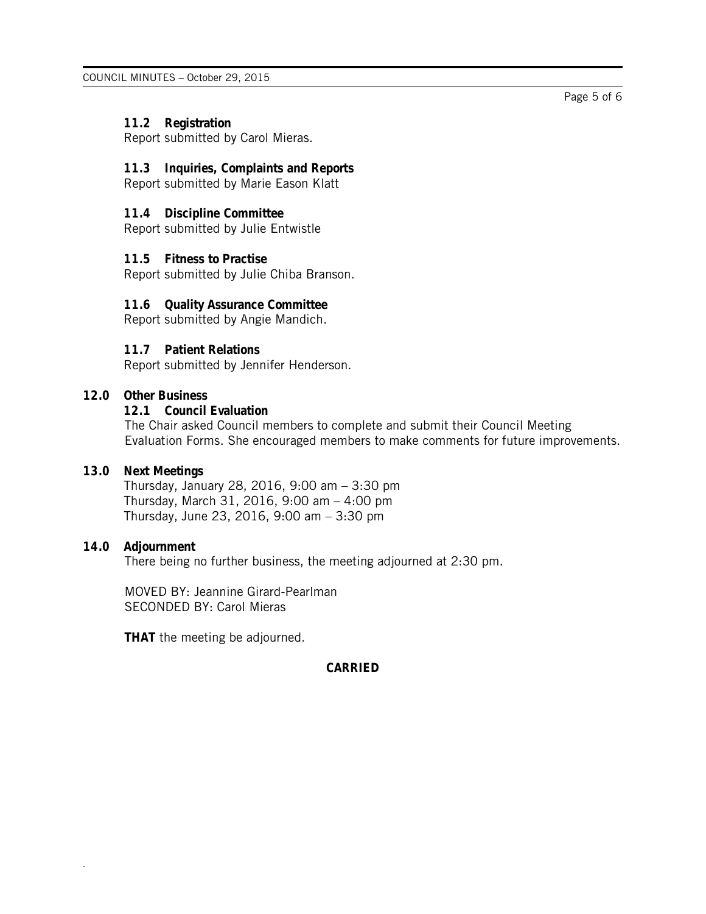### 11.2 Registration

Report submitted by Carol Mieras.

### 11.3 Inquiries, Complaints and Reports

Report submitted by Marie Eason Klatt

### 11.4 Discipline Committee

Report submitted by Julie Entwistle

### 11.5 Fitness to Practise

Report submitted by Julie Chiba Branson.

### 11.6 Quality Assurance Committee

Report submitted by Angie Mandich.

### 11.7 Patient Relations

Report submitted by Jennifer Henderson.

## 12.0 Other Business

### 12.1 Council Evaluation

The Chair asked Council members to complete and submit their Council Meeting Evaluation Forms. She encouraged members to make comments for future improvements.

## 13.0 Next Meetings

Thursday, January 28, 2016, 9:00 am – 3:30 pm
Thursday, March 31, 2016, 9:00 am – 4:00 pm
Thursday, June 23, 2016, 9:00 am – 3:30 pm

## 14.0 Adjournment

There being no further business, the meeting adjourned at 2:30 pm.

MOVED BY: Jeannine Girard-Pearlman
SECONDED BY: Carol Mieras

**THAT** the meeting be adjourned.

**CARRIED**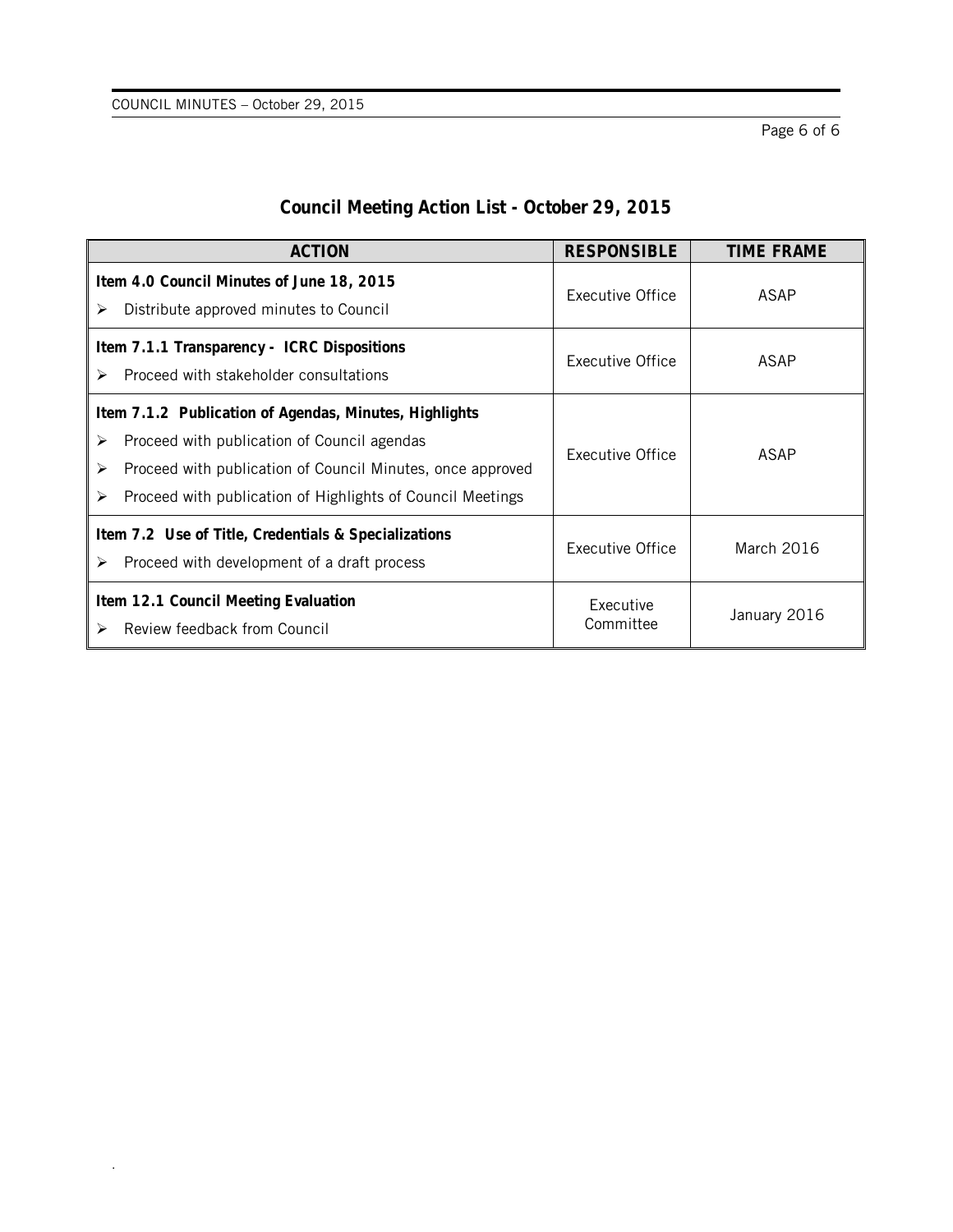## Council Meeting Action List - October 29, 2015

| ACTION | RESPONSIBLE | TIME FRAME |
| --- | --- | --- |
| **Item 4.0 Council Minutes of June 18, 2015**<br>➢ Distribute approved minutes to Council | Executive Office | ASAP |
| **Item 7.1.1 Transparency - ICRC Dispositions**<br>➢ Proceed with stakeholder consultations | Executive Office | ASAP |
| **Item 7.1.2 Publication of Agendas, Minutes, Highlights**<br>➢ Proceed with publication of Council agendas<br>➢ Proceed with publication of Council Minutes, once approved<br>➢ Proceed with publication of Highlights of Council Meetings | Executive Office | ASAP |
| **Item 7.2 Use of Title, Credentials & Specializations**<br>➢ Proceed with development of a draft process | Executive Office | March 2016 |
| **Item 12.1 Council Meeting Evaluation**<br>➢ Review feedback from Council | Executive Committee | January 2016 |